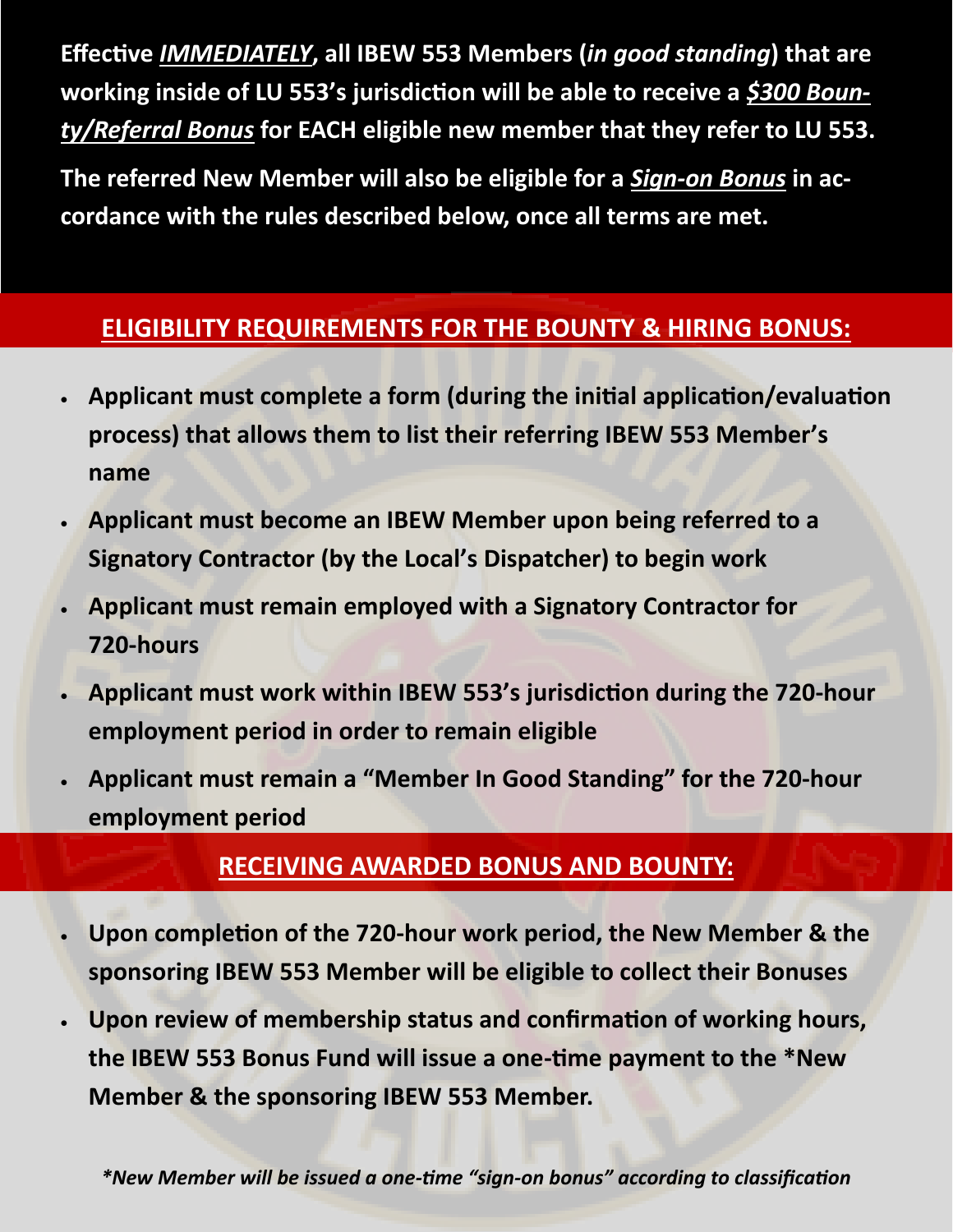**Effective *IMMEDIATELY*, all IBEW 553 Members (*in good standing*) that are working inside of LU 553's jurisdiction will be able to receive a *$300 Bounty/Referral Bonus* for EACH eligible new member that they refer to LU 553.**

**The referred New Member will also be eligible for a *Sign-on Bonus* in accordance with the rules described below, once all terms are met.**

## ELIGIBILITY REQUIREMENTS FOR THE BOUNTY & HIRING BONUS:

- **Applicant must complete a form (during the initial application/evaluation process) that allows them to list their referring IBEW 553 Member's name**
- **Applicant must become an IBEW Member upon being referred to a Signatory Contractor (by the Local's Dispatcher) to begin work**
- **Applicant must remain employed with a Signatory Contractor for 720-hours**
- **Applicant must work within IBEW 553's jurisdiction during the 720-hour employment period in order to remain eligible**
- **Applicant must remain a "Member In Good Standing" for the 720-hour employment period**

## RECEIVING AWARDED BONUS AND BOUNTY:

- **Upon completion of the 720-hour work period, the New Member & the sponsoring IBEW 553 Member will be eligible to collect their Bonuses**
- **Upon review of membership status and confirmation of working hours, the IBEW 553 Bonus Fund will issue a one-time payment to the *New Member & the sponsoring IBEW 553 Member.**

***New Member will be issued a one-time "sign-on bonus" according to classification***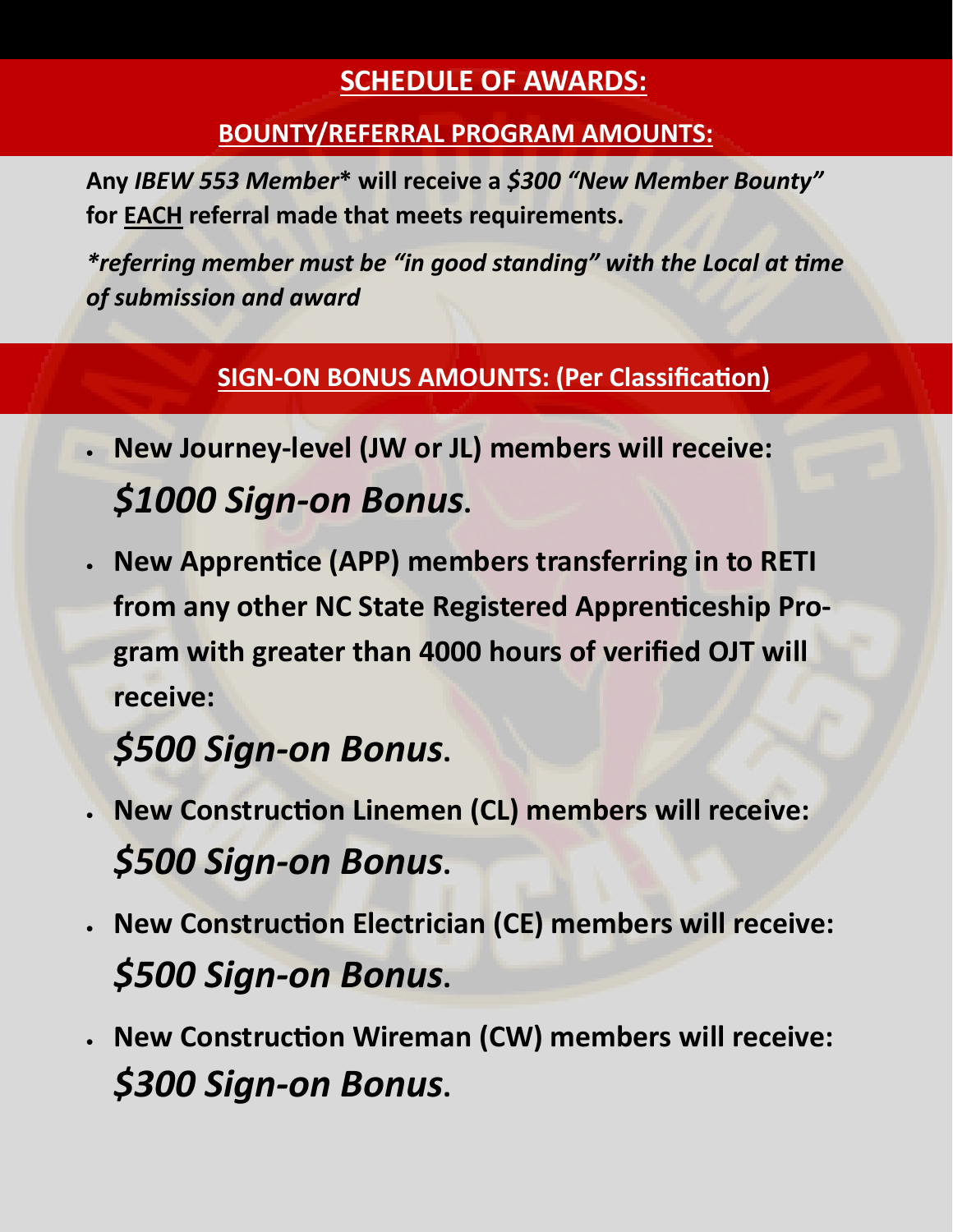## SCHEDULE OF AWARDS:

### BOUNTY/REFERRAL PROGRAM AMOUNTS:

**Any *IBEW 553 Member** will receive a *$300 "New Member Bounty"* for EACH referral made that meets requirements.**

***referring member must be "in good standing" with the Local at time of submission and award***

### SIGN-ON BONUS AMOUNTS: (Per Classification)

- **New Journey-level (JW or JL) members will receive:**
  ***$1000 Sign-on Bonus*.**
- **New Apprentice (APP) members transferring in to RETI from any other NC State Registered Apprenticeship Program with greater than 4000 hours of verified OJT will receive:**

  ***$500 Sign-on Bonus*.**
- **New Construction Linemen (CL) members will receive:**
  ***$500 Sign-on Bonus*.**
- **New Construction Electrician (CE) members will receive:**
  ***$500 Sign-on Bonus*.**
- **New Construction Wireman (CW) members will receive:**
  ***$300 Sign-on Bonus*.**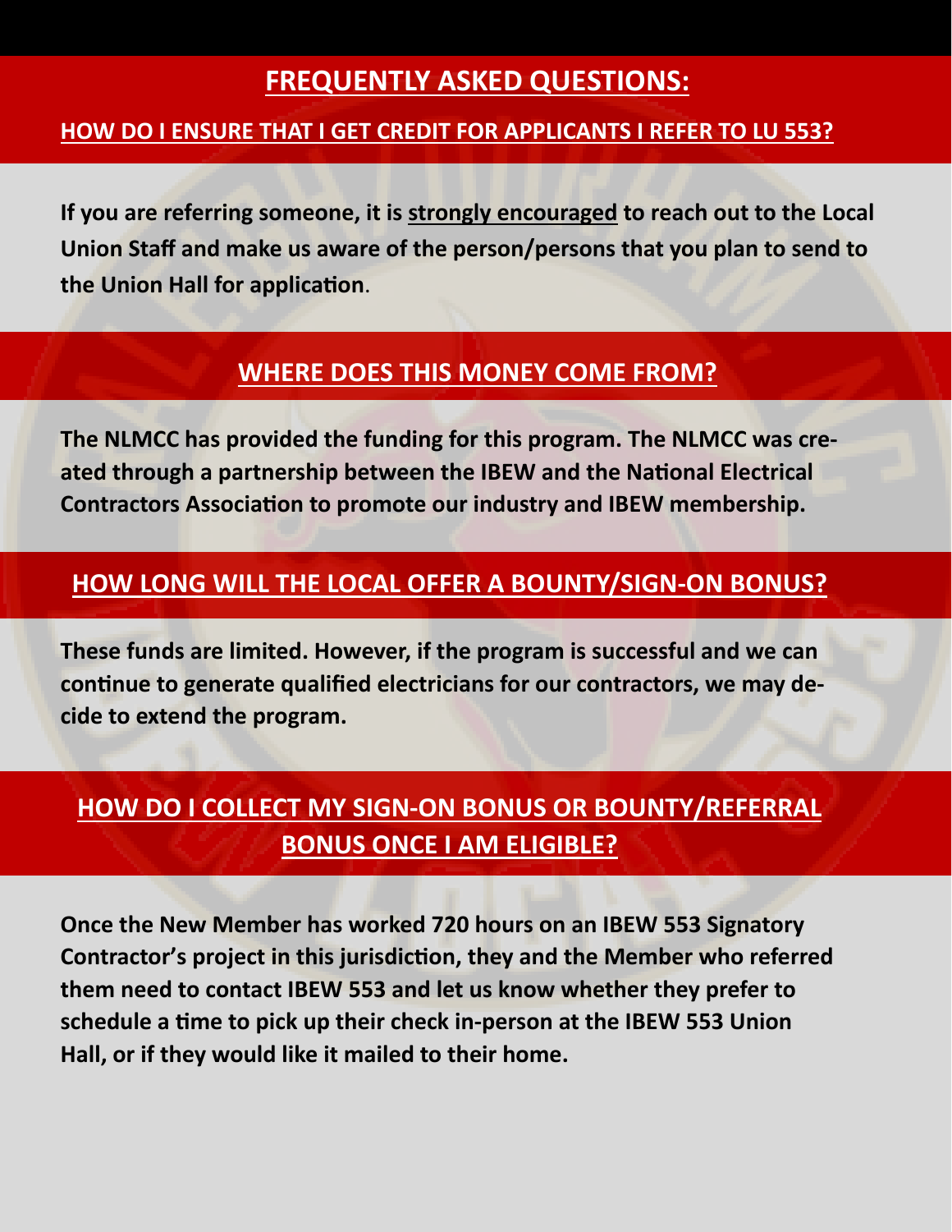# FREQUENTLY ASKED QUESTIONS:

## HOW DO I ENSURE THAT I GET CREDIT FOR APPLICANTS I REFER TO LU 553?

**If you are referring someone, it is strongly encouraged to reach out to the Local Union Staff and make us aware of the person/persons that you plan to send to the Union Hall for application.**

## WHERE DOES THIS MONEY COME FROM?

**The NLMCC has provided the funding for this program. The NLMCC was created through a partnership between the IBEW and the National Electrical Contractors Association to promote our industry and IBEW membership.**

## HOW LONG WILL THE LOCAL OFFER A BOUNTY/SIGN-ON BONUS?

**These funds are limited. However, if the program is successful and we can continue to generate qualified electricians for our contractors, we may decide to extend the program.**

## HOW DO I COLLECT MY SIGN-ON BONUS OR BOUNTY/REFERRAL BONUS ONCE I AM ELIGIBLE?

**Once the New Member has worked 720 hours on an IBEW 553 Signatory Contractor's project in this jurisdiction, they and the Member who referred them need to contact IBEW 553 and let us know whether they prefer to schedule a time to pick up their check in-person at the IBEW 553 Union Hall, or if they would like it mailed to their home.**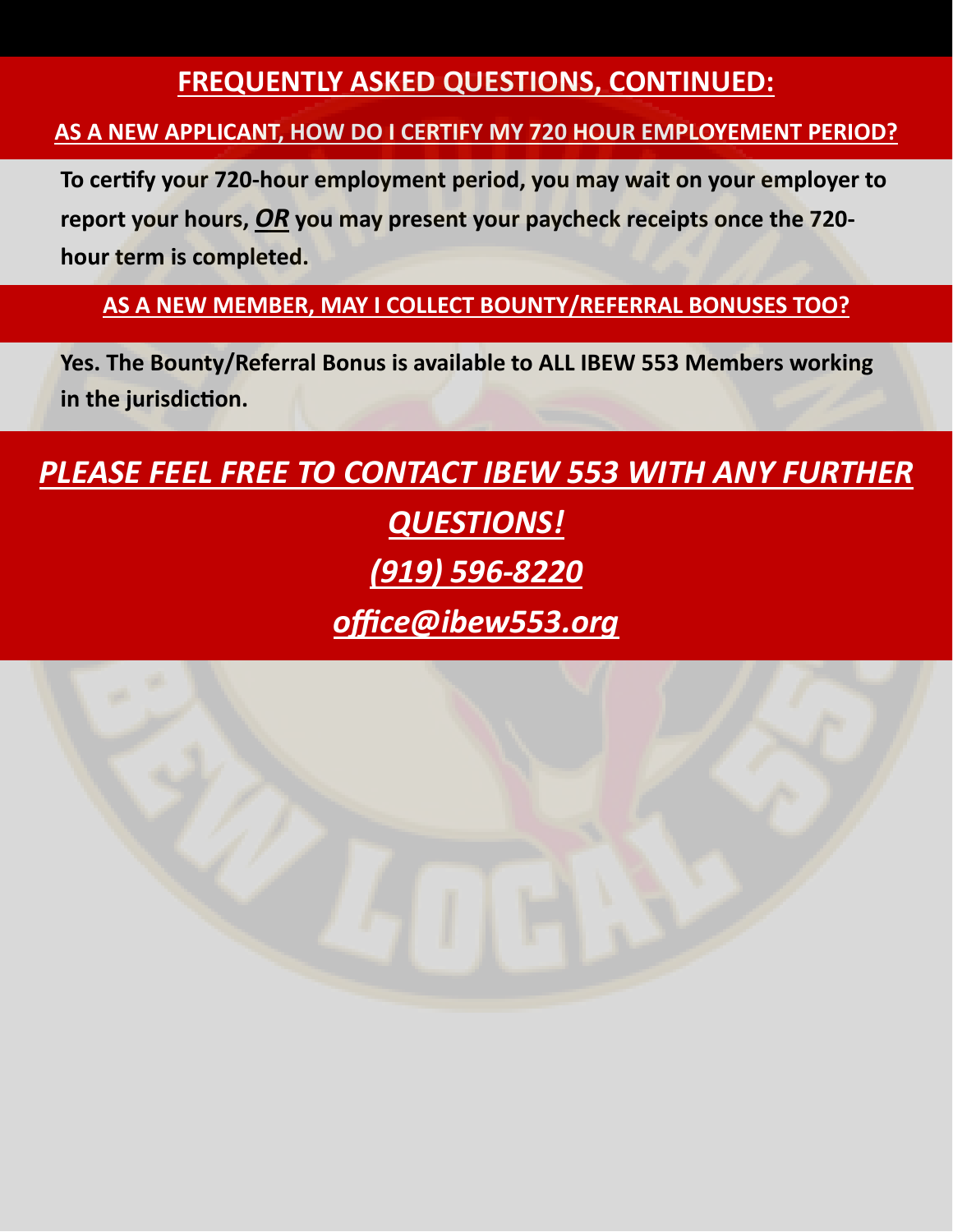## FREQUENTLY ASKED QUESTIONS, CONTINUED:

### AS A NEW APPLICANT, HOW DO I CERTIFY MY 720 HOUR EMPLOYEMENT PERIOD?

**To certify your 720-hour employment period, you may wait on your employer to report your hours, *OR* you may present your paycheck receipts once the 720-hour term is completed.**

### AS A NEW MEMBER, MAY I COLLECT BOUNTY/REFERRAL BONUSES TOO?

**Yes. The Bounty/Referral Bonus is available to ALL IBEW 553 Members working in the jurisdiction.**

***PLEASE FEEL FREE TO CONTACT IBEW 553 WITH ANY FURTHER QUESTIONS!***

***(919) 596-8220***

***office@ibew553.org***